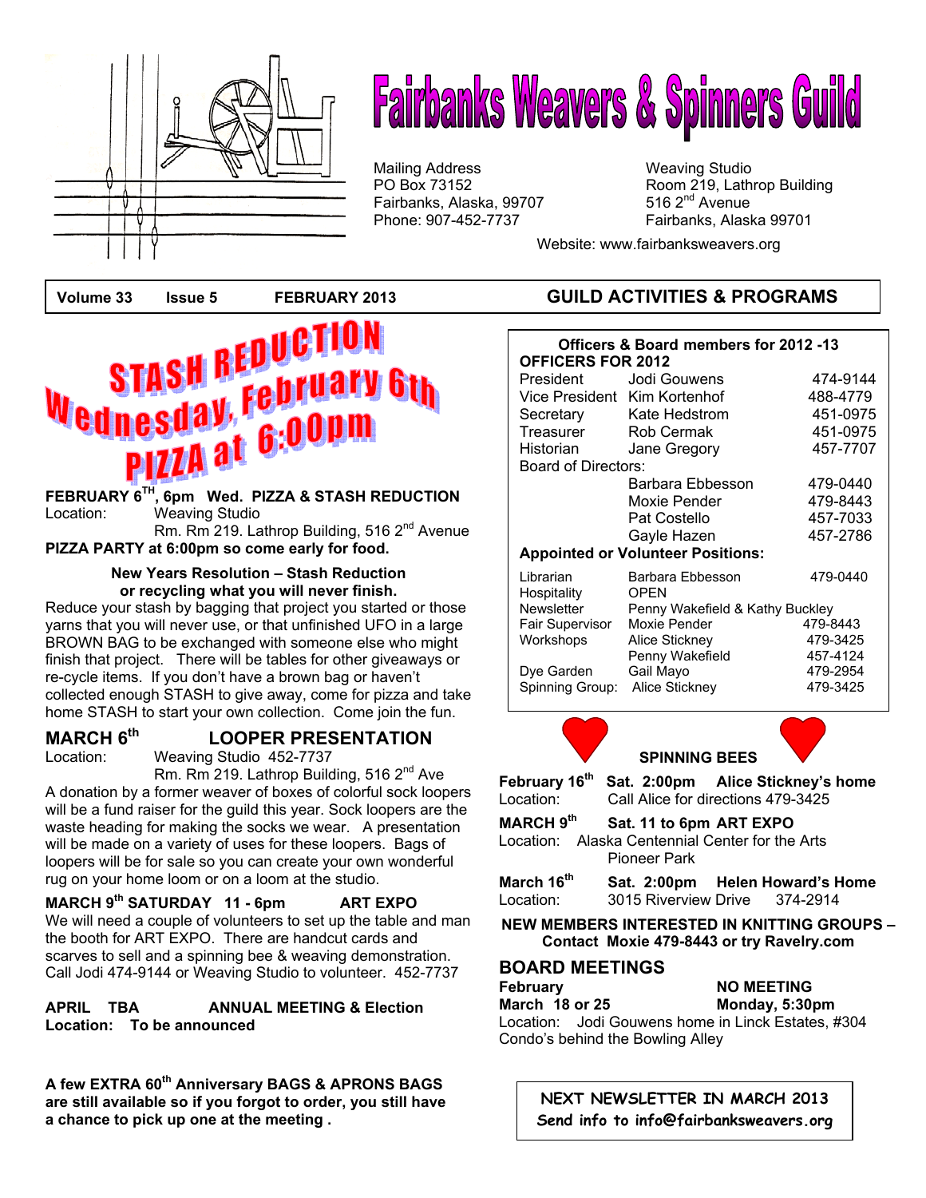# Fairbanks Weavers & Spinners Guild

Mailing Address
PO Box 73152
Fairbanks, Alaska, 99707
Phone: 907-452-7737

Weaving Studio
Room 219, Lathrop Building
516 2nd Avenue
Fairbanks, Alaska 99701

Website: www.fairbanksweavers.org

**Volume 33 Issue 5 FEBRUARY 2013**

## GUILD ACTIVITIES & PROGRAMS

**STASH REDUCTION Wednesday, February 6th PIZZA at 6:00pm**

**FEBRUARY 6TH, 6pm Wed. PIZZA & STASH REDUCTION**
Location: Weaving Studio
Rm. Rm 219. Lathrop Building, 516 2nd Avenue
**PIZZA PARTY at 6:00pm so come early for food.**

**New Years Resolution – Stash Reduction or recycling what you will never finish.**

Reduce your stash by bagging that project you started or those yarns that you will never use, or that unfinished UFO in a large BROWN BAG to be exchanged with someone else who might finish that project. There will be tables for other giveaways or re-cycle items. If you don't have a brown bag or haven't collected enough STASH to give away, come for pizza and take home STASH to start your own collection. Come join the fun.

## MARCH 6th LOOPER PRESENTATION

Location: Weaving Studio 452-7737
Rm. Rm 219. Lathrop Building, 516 2nd Ave

A donation by a former weaver of boxes of colorful sock loopers will be a fund raiser for the guild this year. Sock loopers are the waste heading for making the socks we wear. A presentation will be made on a variety of uses for these loopers. Bags of loopers will be for sale so you can create your own wonderful rug on your home loom or on a loom at the studio.

**MARCH 9th SATURDAY 11 - 6pm ART EXPO**

We will need a couple of volunteers to set up the table and man the booth for ART EXPO. There are handcut cards and scarves to sell and a spinning bee & weaving demonstration. Call Jodi 474-9144 or Weaving Studio to volunteer. 452-7737

**APRIL TBA ANNUAL MEETING & Election**
**Location: To be announced**

**A few EXTRA 60th Anniversary BAGS & APRONS BAGS are still available so if you forgot to order, you still have a chance to pick up one at the meeting .**

**Officers & Board members for 2012 -13**

**OFFICERS FOR 2012**

| | | |
|---|---|---|
| President | Jodi Gouwens | 474-9144 |
| Vice President | Kim Kortenhof | 488-4779 |
| Secretary | Kate Hedstrom | 451-0975 |
| Treasurer | Rob Cermak | 451-0975 |
| Historian | Jane Gregory | 457-7707 |
| Board of Directors: | | |
| | Barbara Ebbesson | 479-0440 |
| | Moxie Pender | 479-8443 |
| | Pat Costello | 457-7033 |
| | Gayle Hazen | 457-2786 |

**Appointed or Volunteer Positions:**

| | | |
|---|---|---|
| Librarian | Barbara Ebbesson | 479-0440 |
| Hospitality | OPEN | |
| Newsletter | Penny Wakefield & Kathy Buckley | |
| Fair Supervisor | Moxie Pender | 479-8443 |
| Workshops | Alice Stickney | 479-3425 |
| | Penny Wakefield | 457-4124 |
| Dye Garden | Gail Mayo | 479-2954 |
| Spinning Group: | Alice Stickney | 479-3425 |

## SPINNING BEES

**February 16th Sat. 2:00pm Alice Stickney's home**
Location: Call Alice for directions 479-3425

**MARCH 9th Sat. 11 to 6pm ART EXPO**
Location: Alaska Centennial Center for the Arts
Pioneer Park

**March 16th Sat. 2:00pm Helen Howard's Home**
Location: 3015 Riverview Drive 374-2914

**NEW MEMBERS INTERESTED IN KNITTING GROUPS – Contact Moxie 479-8443 or try Ravelry.com**

## BOARD MEETINGS

**February** **NO MEETING**
**March 18 or 25** **Monday, 5:30pm**
Location: Jodi Gouwens home in Linck Estates, #304 Condo's behind the Bowling Alley

NEXT NEWSLETTER IN MARCH 2013
Send info to info@fairbanksweavers.org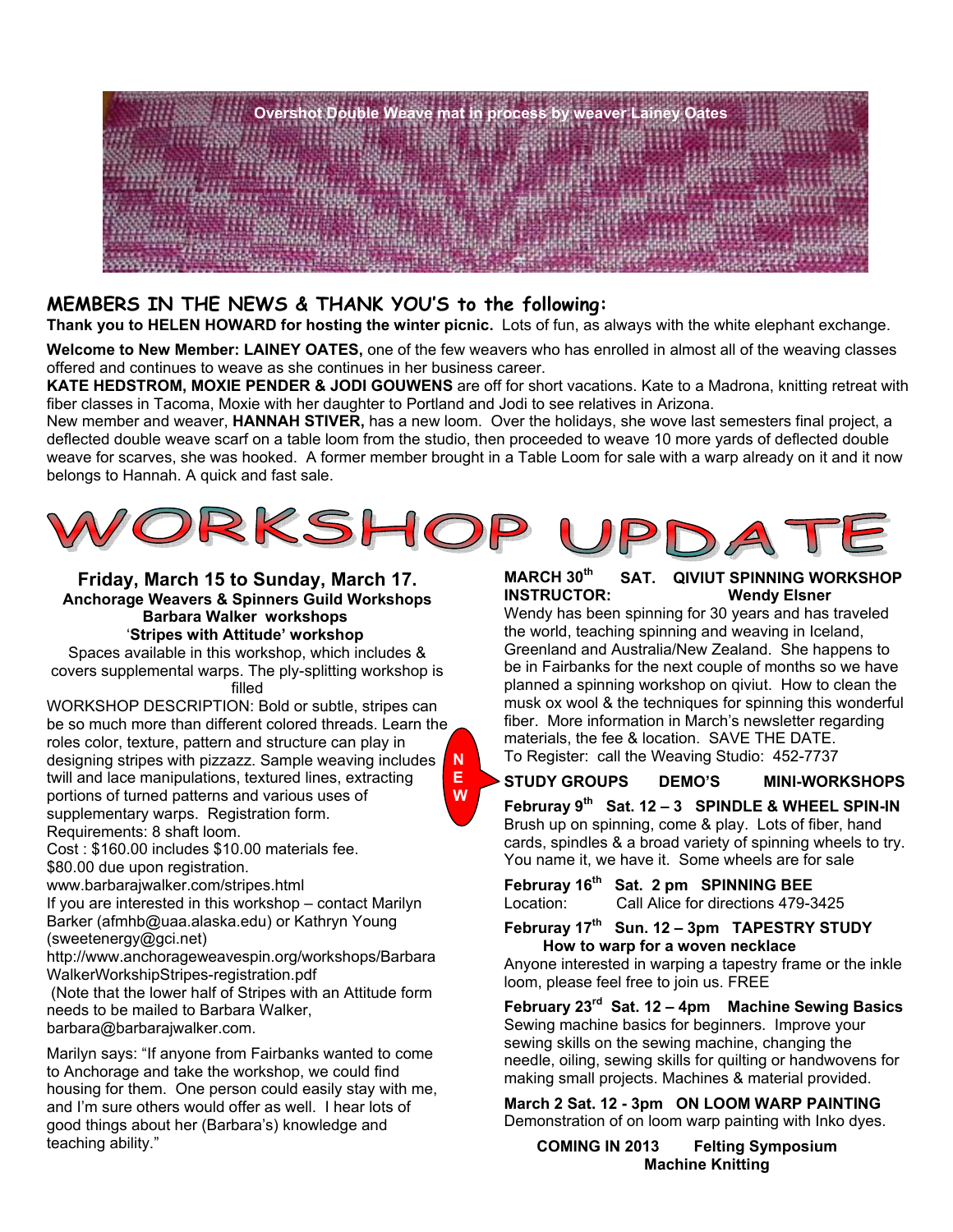Overshot Double Weave mat in process by weaver Lainey Oates

## MEMBERS IN THE NEWS & THANK YOU'S to the following:

**Thank you to HELEN HOWARD for hosting the winter picnic.** Lots of fun, as always with the white elephant exchange.

**Welcome to New Member: LAINEY OATES,** one of the few weavers who has enrolled in almost all of the weaving classes offered and continues to weave as she continues in her business career.

**KATE HEDSTROM, MOXIE PENDER & JODI GOUWENS** are off for short vacations. Kate to a Madrona, knitting retreat with fiber classes in Tacoma, Moxie with her daughter to Portland and Jodi to see relatives in Arizona.

New member and weaver, **HANNAH STIVER,** has a new loom. Over the holidays, she wove last semesters final project, a deflected double weave scarf on a table loom from the studio, then proceeded to weave 10 more yards of deflected double weave for scarves, she was hooked. A former member brought in a Table Loom for sale with a warp already on it and it now belongs to Hannah. A quick and fast sale.

# WORKSHOP UPDATE

### Friday, March 15 to Sunday, March 17.

**Anchorage Weavers & Spinners Guild Workshops**
**Barbara Walker workshops**
'**Stripes with Attitude' workshop**

Spaces available in this workshop, which includes & covers supplemental warps. The ply-splitting workshop is filled

WORKSHOP DESCRIPTION: Bold or subtle, stripes can be so much more than different colored threads. Learn the roles color, texture, pattern and structure can play in designing stripes with pizzazz. Sample weaving includes twill and lace manipulations, textured lines, extracting portions of turned patterns and various uses of supplementary warps. Registration form.
Requirements: 8 shaft loom.
Cost : $160.00 includes $10.00 materials fee.
$80.00 due upon registration.
www.barbarajwalker.com/stripes.html
If you are interested in this workshop – contact Marilyn Barker (afmhb@uaa.alaska.edu) or Kathryn Young (sweetenergy@gci.net)
http://www.anchorageweavespin.org/workshops/BarbaraWalkerWorkshipStripes-registration.pdf
(Note that the lower half of Stripes with an Attitude form needs to be mailed to Barbara Walker, barbara@barbarajwalker.com.

Marilyn says: "If anyone from Fairbanks wanted to come to Anchorage and take the workshop, we could find housing for them. One person could easily stay with me, and I'm sure others would offer as well. I hear lots of good things about her (Barbara's) knowledge and teaching ability."

**MARCH 30th SAT. QIVIUT SPINNING WORKSHOP**
**INSTRUCTOR: Wendy Elsner**

Wendy has been spinning for 30 years and has traveled the world, teaching spinning and weaving in Iceland, Greenland and Australia/New Zealand. She happens to be in Fairbanks for the next couple of months so we have planned a spinning workshop on qiviut. How to clean the musk ox wool & the techniques for spinning this wonderful fiber. More information in March's newsletter regarding materials, the fee & location. SAVE THE DATE.
To Register: call the Weaving Studio: 452-7737

**NEW**

**STUDY GROUPS DEMO'S MINI-WORKSHOPS**

**Februray 9th Sat. 12 – 3 SPINDLE & WHEEL SPIN-IN**
Brush up on spinning, come & play. Lots of fiber, hand cards, spindles & a broad variety of spinning wheels to try. You name it, we have it. Some wheels are for sale

**Februray 16th Sat. 2 pm SPINNING BEE**
Location: Call Alice for directions 479-3425

**Februray 17th Sun. 12 – 3pm TAPESTRY STUDY**
**How to warp for a woven necklace**
Anyone interested in warping a tapestry frame or the inkle loom, please feel free to join us. FREE

**February 23rd Sat. 12 – 4pm Machine Sewing Basics**
Sewing machine basics for beginners. Improve your sewing skills on the sewing machine, changing the needle, oiling, sewing skills for quilting or handwovens for making small projects. Machines & material provided.

**March 2 Sat. 12 - 3pm ON LOOM WARP PAINTING**
Demonstration of on loom warp painting with Inko dyes.

**COMING IN 2013 Felting Symposium**
**Machine Knitting**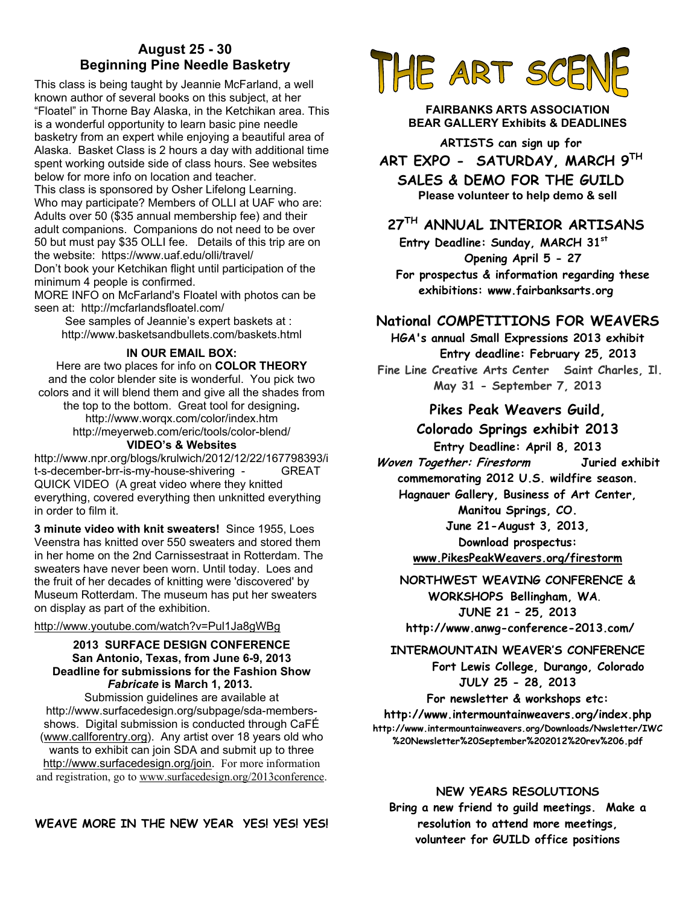## August 25 - 30
## Beginning Pine Needle Basketry

This class is being taught by Jeannie McFarland, a well known author of several books on this subject, at her "Floatel" in Thorne Bay Alaska, in the Ketchikan area. This is a wonderful opportunity to learn basic pine needle basketry from an expert while enjoying a beautiful area of Alaska. Basket Class is 2 hours a day with additional time spent working outside side of class hours. See websites below for more info on location and teacher.

This class is sponsored by Osher Lifelong Learning. Who may participate? Members of OLLI at UAF who are: Adults over 50 ($35 annual membership fee) and their adult companions. Companions do not need to be over 50 but must pay $35 OLLI fee. Details of this trip are on the website: https://www.uaf.edu/olli/travel/

Don't book your Ketchikan flight until participation of the minimum 4 people is confirmed.

MORE INFO on McFarland's Floatel with photos can be seen at: http://mcfarlandsfloatel.com/

See samples of Jeannie's expert baskets at : http://www.basketsandbullets.com/baskets.html

**IN OUR EMAIL BOX:**

Here are two places for info on **COLOR THEORY** and the color blender site is wonderful. You pick two colors and it will blend them and give all the shades from the top to the bottom. Great tool for designing.

http://www.worqx.com/color/index.htm

http://meyerweb.com/eric/tools/color-blend/

**VIDEO's & Websites**

http://www.npr.org/blogs/krulwich/2012/12/22/167798393/it-s-december-brr-is-my-house-shivering - GREAT QUICK VIDEO (A great video where they knitted everything, covered everything then unknitted everything in order to film it.

**3 minute video with knit sweaters!** Since 1955, Loes Veenstra has knitted over 550 sweaters and stored them in her home on the 2nd Carnissestraat in Rotterdam. The sweaters have never been worn. Until today. Loes and the fruit of her decades of knitting were 'discovered' by Museum Rotterdam. The museum has put her sweaters on display as part of the exhibition.

http://www.youtube.com/watch?v=Pul1Ja8gWBg

**2013 SURFACE DESIGN CONFERENCE**
**San Antonio, Texas, from June 6-9, 2013**
**Deadline for submissions for the Fashion Show *Fabricate* is March 1, 2013.**

Submission guidelines are available at http://www.surfacedesign.org/subpage/sda-members-shows. Digital submission is conducted through CaFÉ (www.callforentry.org). Any artist over 18 years old who wants to exhibit can join SDA and submit up to three http://www.surfacedesign.org/join. For more information and registration, go to www.surfacedesign.org/2013conference.

**WEAVE MORE IN THE NEW YEAR YES! YES! YES!**

# THE ART SCENE

**FAIRBANKS ARTS ASSOCIATION**
**BEAR GALLERY Exhibits & DEADLINES**

**ARTISTS can sign up for**

**ART EXPO - SATURDAY, MARCH 9TH**

**SALES & DEMO FOR THE GUILD**

**Please volunteer to help demo & sell**

**27TH ANNUAL INTERIOR ARTISANS**

**Entry Deadline: Sunday, MARCH 31st**

**Opening April 5 - 27**

**For prospectus & information regarding these exhibitions: www.fairbanksarts.org**

## National COMPETITIONS FOR WEAVERS

**HGA's annual Small Expressions 2013 exhibit**

**Entry deadline: February 25, 2013**

**Fine Line Creative Arts Center Saint Charles, Il.**

**May 31 - September 7, 2013**

**Pikes Peak Weavers Guild,**
**Colorado Springs exhibit 2013**

**Entry Deadline: April 8, 2013**

***Woven Together: Firestorm*** **Juried exhibit commemorating 2012 U.S. wildfire season.**

**Hagnauer Gallery, Business of Art Center, Manitou Springs, CO.**

**June 21-August 3, 2013,**

**Download prospectus:**

**www.PikesPeakWeavers.org/firestorm**

**NORTHWEST WEAVING CONFERENCE & WORKSHOPS Bellingham, WA.**

**JUNE 21 – 25, 2013**

**http://www.anwg-conference-2013.com/**

**INTERMOUNTAIN WEAVER'S CONFERENCE**

**Fort Lewis College, Durango, Colorado**

**JULY 25 - 28, 2013**

**For newsletter & workshops etc:**

**http://www.intermountainweavers.org/index.php**

**http://www.intermountainweavers.org/Downloads/Nwsletter/IWC%20Newsletter%20September%202012%20rev%206.pdf**

**NEW YEARS RESOLUTIONS**

**Bring a new friend to guild meetings. Make a resolution to attend more meetings, volunteer for GUILD office positions**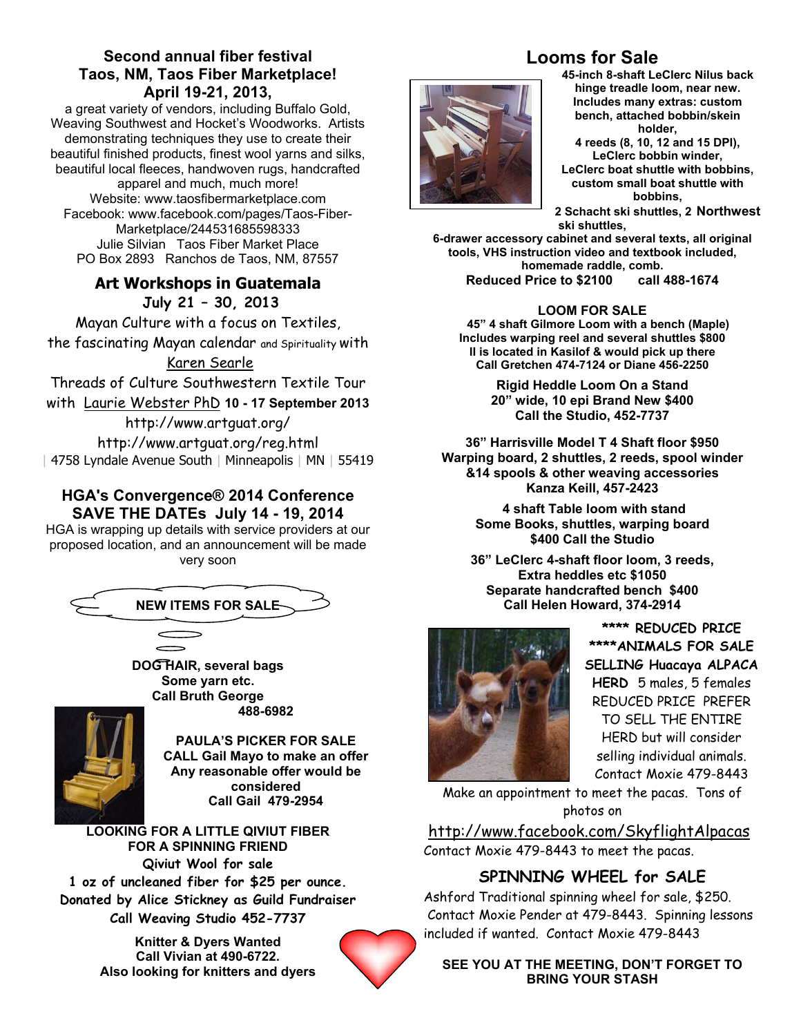## Second annual fiber festival
## Taos, NM, Taos Fiber Marketplace!
## April 19-21, 2013,

a great variety of vendors, including Buffalo Gold, Weaving Southwest and Hocket's Woodworks. Artists demonstrating techniques they use to create their beautiful finished products, finest wool yarns and silks, beautiful local fleeces, handwoven rugs, handcrafted apparel and much, much more!

Website: www.taosfibermarketplace.com

Facebook: www.facebook.com/pages/Taos-Fiber-Marketplace/244531685598333

Julie Silvian Taos Fiber Market Place

PO Box 2893 Ranchos de Taos, NM, 87557

## Art Workshops in Guatemala

**July 21 – 30, 2013**

Mayan Culture with a focus on Textiles, the fascinating Mayan calendar and Spirituality with Karen Searle

Threads of Culture Southwestern Textile Tour with Laurie Webster PhD **10 - 17 September 2013**

http://www.artguat.org/

http://www.artguat.org/reg.html

| 4758 Lyndale Avenue South | Minneapolis | MN | 55419

## HGA's Convergence® 2014 Conference
## SAVE THE DATEs July 14 - 19, 2014

HGA is wrapping up details with service providers at our proposed location, and an announcement will be made very soon

**NEW ITEMS FOR SALE**

**DOG HAIR, several bags**
**Some yarn etc.**
**Call Bruth George**
**488-6982**

**PAULA'S PICKER FOR SALE**
**CALL Gail Mayo to make an offer**
**Any reasonable offer would be considered**
**Call Gail 479-2954**

**LOOKING FOR A LITTLE QIVIUT FIBER FOR A SPINNING FRIEND**

**Qiviut Wool for sale**
**1 oz of uncleaned fiber for $25 per ounce.**
**Donated by Alice Stickney as Guild Fundraiser**
**Call Weaving Studio 452-7737**

**Knitter & Dyers Wanted**
**Call Vivian at 490-6722.**
**Also looking for knitters and dyers**

## Looms for Sale

**45-inch 8-shaft LeClerc Nilus back hinge treadle loom, near new. Includes many extras: custom bench, attached bobbin/skein holder, 4 reeds (8, 10, 12 and 15 DPI), LeClerc bobbin winder, LeClerc boat shuttle with bobbins, custom small boat shuttle with bobbins, 2 Schacht ski shuttles, 2 Northwest ski shuttles, 6-drawer accessory cabinet and several texts, all original tools, VHS instruction video and textbook included, homemade raddle, comb.**
**Reduced Price to $2100 call 488-1674**

**LOOM FOR SALE**
**45" 4 shaft Gilmore Loom with a bench (Maple)**
**Includes warping reel and several shuttles $800**
**Il is located in Kasilof & would pick up there**
**Call Gretchen 474-7124 or Diane 456-2250**

**Rigid Heddle Loom On a Stand**
**20" wide, 10 epi Brand New $400**
**Call the Studio, 452-7737**

**36" Harrisville Model T 4 Shaft floor $950**
**Warping board, 2 shuttles, 2 reeds, spool winder &14 spools & other weaving accessories**
**Kanza Keill, 457-2423**

**4 shaft Table loom with stand**
**Some Books, shuttles, warping board**
**$400 Call the Studio**

**36" LeClerc 4-shaft floor loom, 3 reeds, Extra heddles etc $1050**
**Separate handcrafted bench $400**
**Call Helen Howard, 374-2914**

**\*\*\*\* REDUCED PRICE \*\*\*\*ANIMALS FOR SALE**
**SELLING Huacaya ALPACA HERD** 5 males, 5 females REDUCED PRICE PREFER TO SELL THE ENTIRE HERD but will consider selling individual animals. Contact Moxie 479-8443

Make an appointment to meet the pacas. Tons of photos on

http://www.facebook.com/SkyflightAlpacas

Contact Moxie 479-8443 to meet the pacas.

## SPINNING WHEEL for SALE

Ashford Traditional spinning wheel for sale, $250. Contact Moxie Pender at 479-8443. Spinning lessons included if wanted. Contact Moxie 479-8443

**SEE YOU AT THE MEETING, DON'T FORGET TO BRING YOUR STASH**